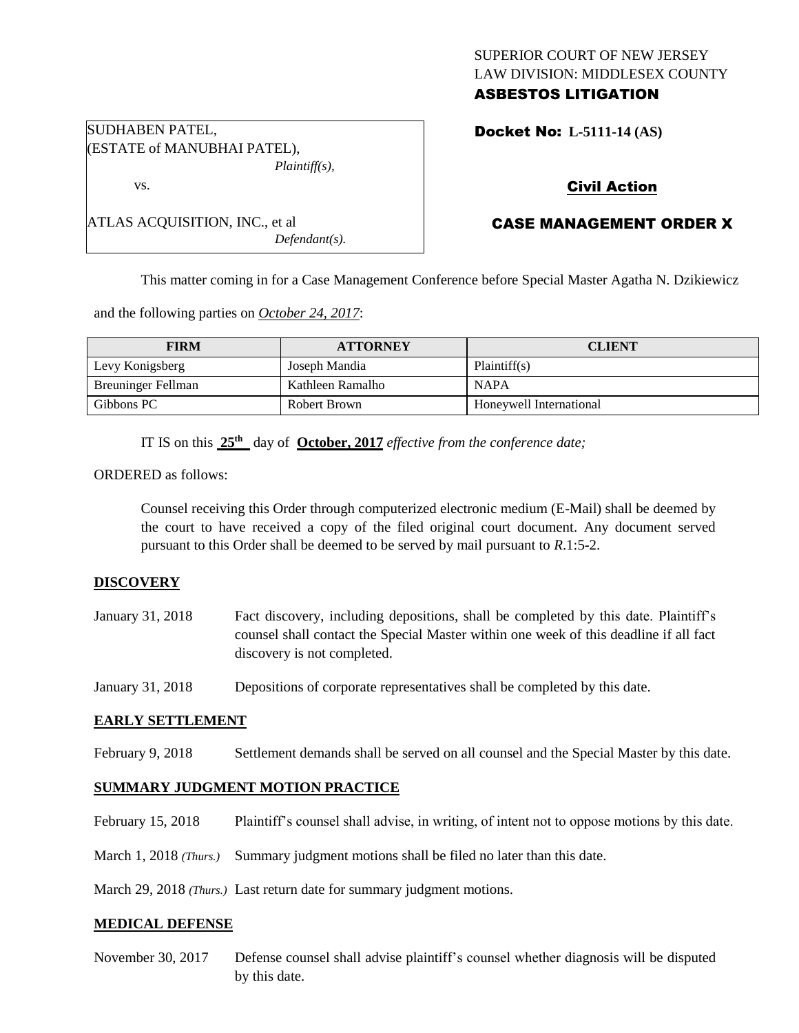SUPERIOR COURT OF NEW JERSEY
LAW DIVISION: MIDDLESEX COUNTY
**ASBESTOS LITIGATION**

SUDHABEN PATEL,
(ESTATE of MANUBHAI PATEL),
*Plaintiff(s),*

vs.

ATLAS ACQUISITION, INC., et al
*Defendant(s).*

**Docket No: L-5111-14 (AS)**

**Civil Action**

**CASE MANAGEMENT ORDER X**

This matter coming in for a Case Management Conference before Special Master Agatha N. Dzikiewicz and the following parties on *October 24, 2017*:

| FIRM | ATTORNEY | CLIENT |
|---|---|---|
| Levy Konigsberg | Joseph Mandia | Plaintiff(s) |
| Breuninger Fellman | Kathleen Ramalho | NAPA |
| Gibbons PC | Robert Brown | Honeywell International |

IT IS on this **25th** day of **October, 2017** *effective from the conference date;*

ORDERED as follows:

Counsel receiving this Order through computerized electronic medium (E-Mail) shall be deemed by the court to have received a copy of the filed original court document. Any document served pursuant to this Order shall be deemed to be served by mail pursuant to *R*.1:5-2.

## DISCOVERY

January 31, 2018 — Fact discovery, including depositions, shall be completed by this date. Plaintiff's counsel shall contact the Special Master within one week of this deadline if all fact discovery is not completed.

January 31, 2018 — Depositions of corporate representatives shall be completed by this date.

## EARLY SETTLEMENT

February 9, 2018 — Settlement demands shall be served on all counsel and the Special Master by this date.

## SUMMARY JUDGMENT MOTION PRACTICE

February 15, 2018 — Plaintiff's counsel shall advise, in writing, of intent not to oppose motions by this date.

March 1, 2018 *(Thurs.)* — Summary judgment motions shall be filed no later than this date.

March 29, 2018 *(Thurs.)* — Last return date for summary judgment motions.

## MEDICAL DEFENSE

November 30, 2017 — Defense counsel shall advise plaintiff's counsel whether diagnosis will be disputed by this date.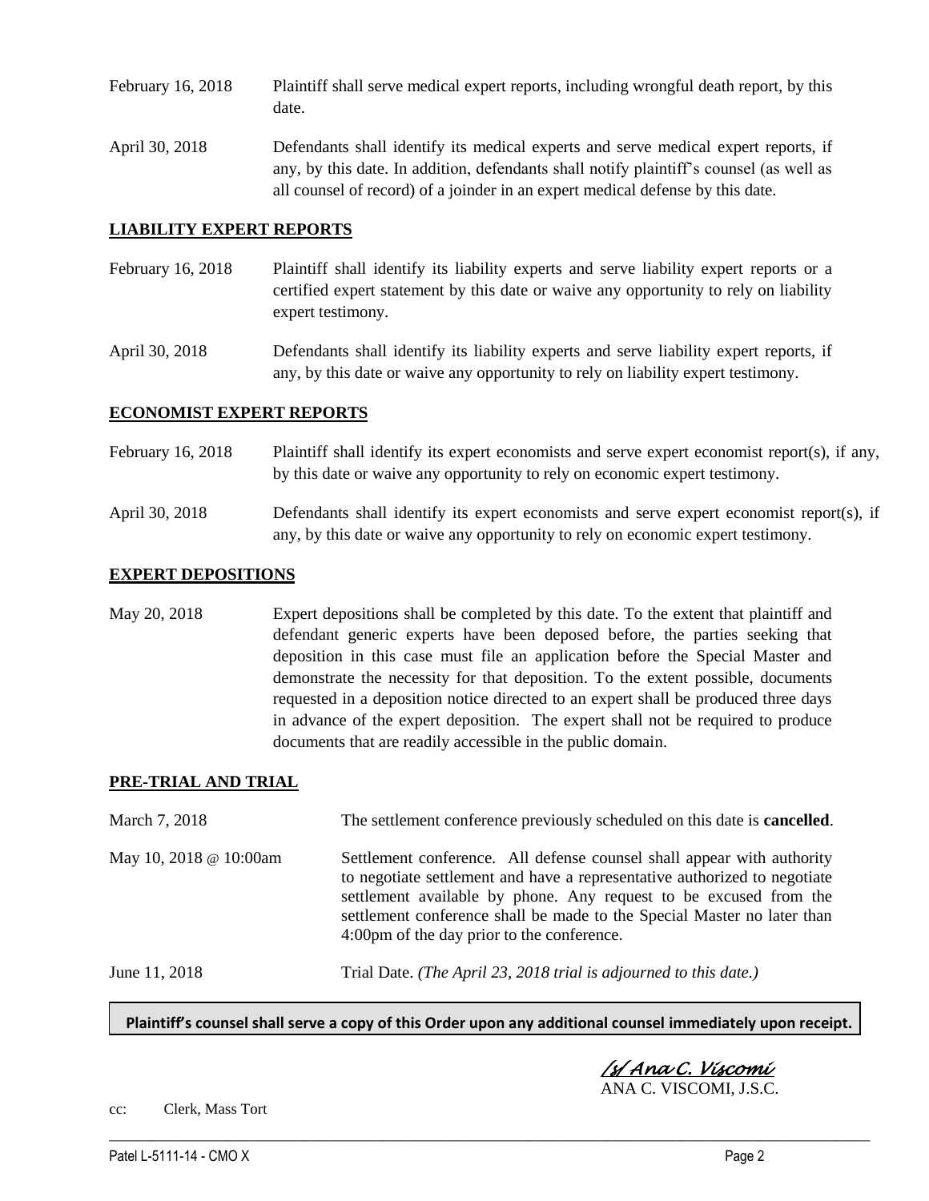February 16, 2018 Plaintiff shall serve medical expert reports, including wrongful death report, by this date.

April 30, 2018 Defendants shall identify its medical experts and serve medical expert reports, if any, by this date. In addition, defendants shall notify plaintiff's counsel (as well as all counsel of record) of a joinder in an expert medical defense by this date.

## LIABILITY EXPERT REPORTS

February 16, 2018 Plaintiff shall identify its liability experts and serve liability expert reports or a certified expert statement by this date or waive any opportunity to rely on liability expert testimony.

April 30, 2018 Defendants shall identify its liability experts and serve liability expert reports, if any, by this date or waive any opportunity to rely on liability expert testimony.

## ECONOMIST EXPERT REPORTS

February 16, 2018 Plaintiff shall identify its expert economists and serve expert economist report(s), if any, by this date or waive any opportunity to rely on economic expert testimony.

April 30, 2018 Defendants shall identify its expert economists and serve expert economist report(s), if any, by this date or waive any opportunity to rely on economic expert testimony.

## EXPERT DEPOSITIONS

May 20, 2018 Expert depositions shall be completed by this date. To the extent that plaintiff and defendant generic experts have been deposed before, the parties seeking that deposition in this case must file an application before the Special Master and demonstrate the necessity for that deposition. To the extent possible, documents requested in a deposition notice directed to an expert shall be produced three days in advance of the expert deposition. The expert shall not be required to produce documents that are readily accessible in the public domain.

## PRE-TRIAL AND TRIAL

March 7, 2018 The settlement conference previously scheduled on this date is **cancelled**.

May 10, 2018 @ 10:00am Settlement conference. All defense counsel shall appear with authority to negotiate settlement and have a representative authorized to negotiate settlement available by phone. Any request to be excused from the settlement conference shall be made to the Special Master no later than 4:00pm of the day prior to the conference.

June 11, 2018 Trial Date. *(The April 23, 2018 trial is adjourned to this date.)*

**Plaintiff's counsel shall serve a copy of this Order upon any additional counsel immediately upon receipt.**

*/s/ Ana C. Viscomi*
ANA C. VISCOMI, J.S.C.

cc: Clerk, Mass Tort